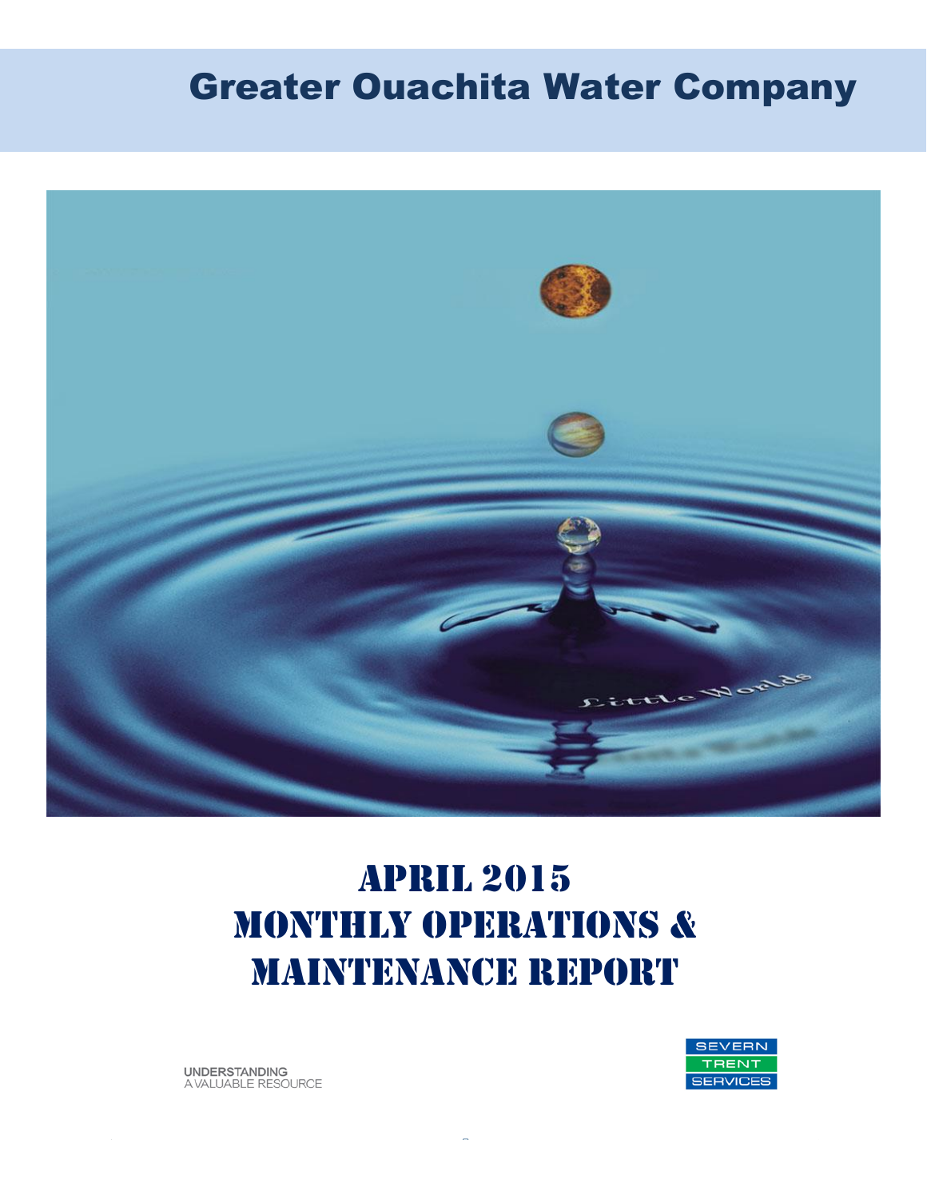# Greater Ouachita Water Company

# APRIL 2015
# MONTHLY OPERATIONS & MAINTENANCE REPORT

UNDERSTANDING
A VALUABLE RESOURCE

SEVERN
TRENT
SERVICES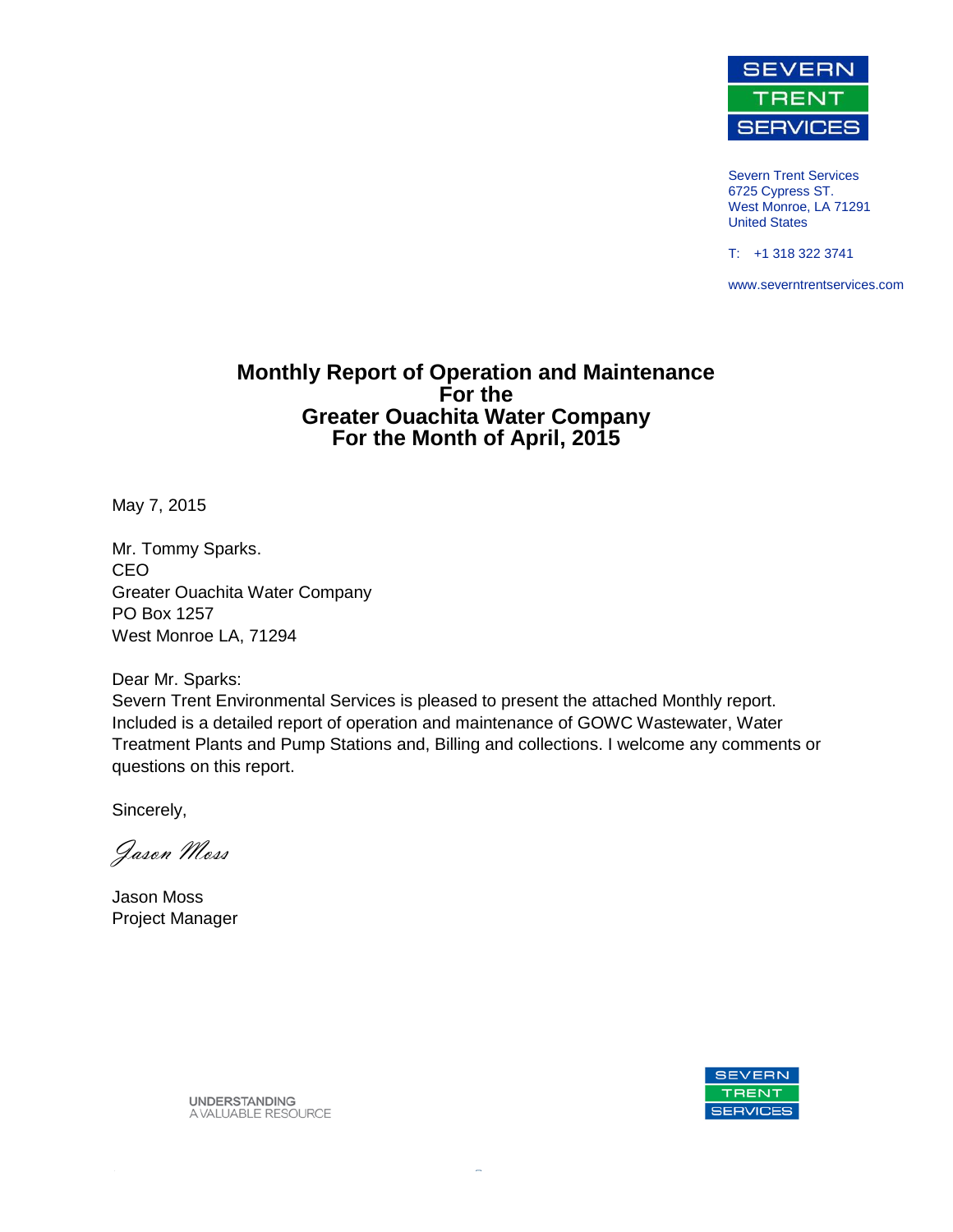Severn Trent Services
6725 Cypress ST.
West Monroe, LA 71291
United States

T: +1 318 322 3741

www.severntrentservices.com

# Monthly Report of Operation and Maintenance For the Greater Ouachita Water Company For the Month of April, 2015

May 7, 2015

Mr. Tommy Sparks.
CEO
Greater Ouachita Water Company
PO Box 1257
West Monroe LA, 71294

Dear Mr. Sparks:
Severn Trent Environmental Services is pleased to present the attached Monthly report. Included is a detailed report of operation and maintenance of GOWC Wastewater, Water Treatment Plants and Pump Stations and, Billing and collections. I welcome any comments or questions on this report.

Sincerely,

*Jason Moss*

Jason Moss
Project Manager

UNDERSTANDING
A VALUABLE RESOURCE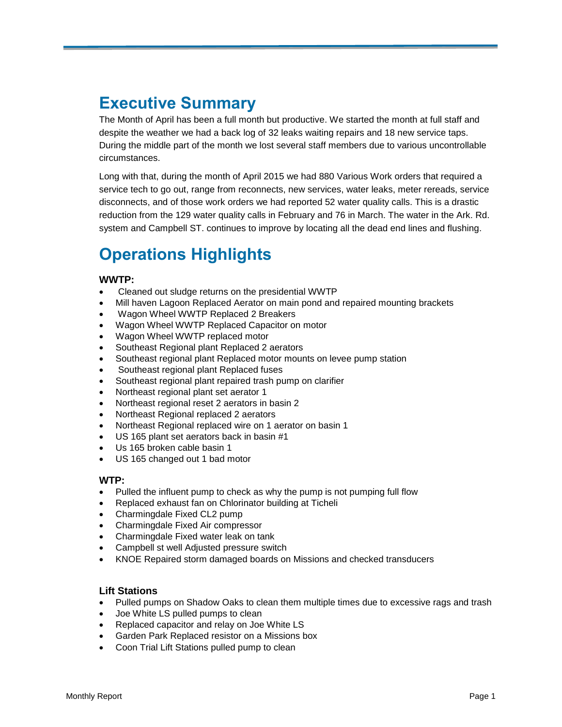# Executive Summary

The Month of April has been a full month but productive. We started the month at full staff and despite the weather we had a back log of 32 leaks waiting repairs and 18 new service taps. During the middle part of the month we lost several staff members due to various uncontrollable circumstances.

Long with that, during the month of April 2015 we had 880 Various Work orders that required a service tech to go out, range from reconnects, new services, water leaks, meter rereads, service disconnects, and of those work orders we had reported 52 water quality calls. This is a drastic reduction from the 129 water quality calls in February and 76 in March. The water in the Ark. Rd. system and Campbell ST. continues to improve by locating all the dead end lines and flushing.

# Operations Highlights

### WWTP:

- Cleaned out sludge returns on the presidential WWTP
- Mill haven Lagoon Replaced Aerator on main pond and repaired mounting brackets
- Wagon Wheel WWTP Replaced 2 Breakers
- Wagon Wheel WWTP Replaced Capacitor on motor
- Wagon Wheel WWTP replaced motor
- Southeast Regional plant Replaced 2 aerators
- Southeast regional plant Replaced motor mounts on levee pump station
- Southeast regional plant Replaced fuses
- Southeast regional plant repaired trash pump on clarifier
- Northeast regional plant set aerator 1
- Northeast regional reset 2 aerators in basin 2
- Northeast Regional replaced 2 aerators
- Northeast Regional replaced wire on 1 aerator on basin 1
- US 165 plant set aerators back in basin #1
- Us 165 broken cable basin 1
- US 165 changed out 1 bad motor

### WTP:

- Pulled the influent pump to check as why the pump is not pumping full flow
- Replaced exhaust fan on Chlorinator building at Ticheli
- Charmingdale Fixed CL2 pump
- Charmingdale Fixed Air compressor
- Charmingdale Fixed water leak on tank
- Campbell st well Adjusted pressure switch
- KNOE Repaired storm damaged boards on Missions and checked transducers

### Lift Stations

- Pulled pumps on Shadow Oaks to clean them multiple times due to excessive rags and trash
- Joe White LS pulled pumps to clean
- Replaced capacitor and relay on Joe White LS
- Garden Park Replaced resistor on a Missions box
- Coon Trial Lift Stations pulled pump to clean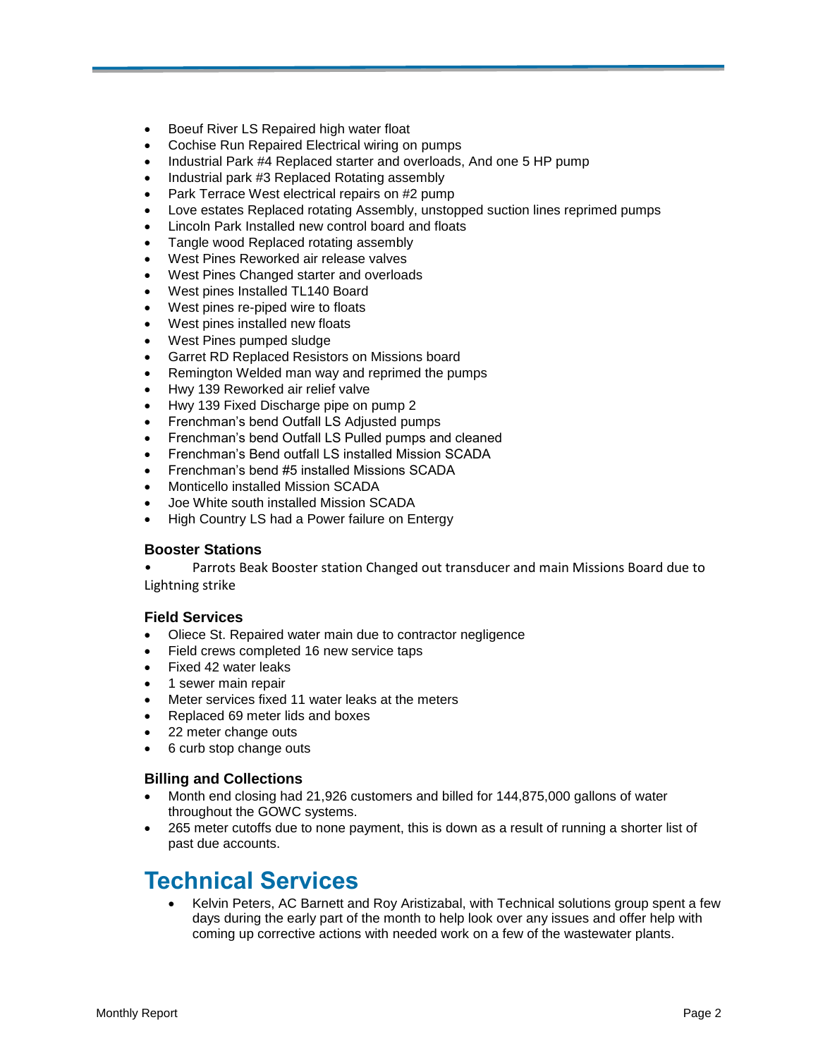- Boeuf River LS Repaired high water float
- Cochise Run Repaired Electrical wiring on pumps
- Industrial Park #4 Replaced starter and overloads, And one 5 HP pump
- Industrial park #3 Replaced Rotating assembly
- Park Terrace West electrical repairs on #2 pump
- Love estates Replaced rotating Assembly, unstopped suction lines reprimed pumps
- Lincoln Park Installed new control board and floats
- Tangle wood Replaced rotating assembly
- West Pines Reworked air release valves
- West Pines Changed starter and overloads
- West pines Installed TL140 Board
- West pines re-piped wire to floats
- West pines installed new floats
- West Pines pumped sludge
- Garret RD Replaced Resistors on Missions board
- Remington Welded man way and reprimed the pumps
- Hwy 139 Reworked air relief valve
- Hwy 139 Fixed Discharge pipe on pump 2
- Frenchman's bend Outfall LS Adjusted pumps
- Frenchman's bend Outfall LS Pulled pumps and cleaned
- Frenchman's Bend outfall LS installed Mission SCADA
- Frenchman's bend #5 installed Missions SCADA
- Monticello installed Mission SCADA
- Joe White south installed Mission SCADA
- High Country LS had a Power failure on Entergy

### Booster Stations

- Parrots Beak Booster station Changed out transducer and main Missions Board due to Lightning strike

### Field Services

- Oliece St. Repaired water main due to contractor negligence
- Field crews completed 16 new service taps
- Fixed 42 water leaks
- 1 sewer main repair
- Meter services fixed 11 water leaks at the meters
- Replaced 69 meter lids and boxes
- 22 meter change outs
- 6 curb stop change outs

### Billing and Collections

- Month end closing had 21,926 customers and billed for 144,875,000 gallons of water throughout the GOWC systems.
- 265 meter cutoffs due to none payment, this is down as a result of running a shorter list of past due accounts.

## Technical Services

- Kelvin Peters, AC Barnett and Roy Aristizabal, with Technical solutions group spent a few days during the early part of the month to help look over any issues and offer help with coming up corrective actions with needed work on a few of the wastewater plants.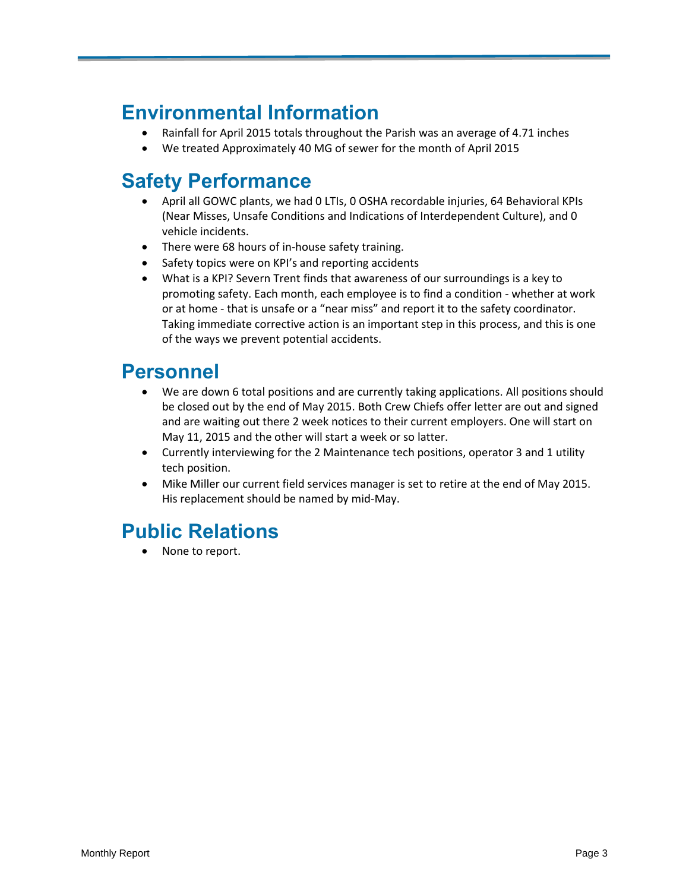## Environmental Information

- Rainfall for April 2015 totals throughout the Parish was an average of 4.71 inches
- We treated Approximately 40 MG of sewer for the month of April 2015

## Safety Performance

- April all GOWC plants, we had 0 LTIs, 0 OSHA recordable injuries, 64 Behavioral KPIs (Near Misses, Unsafe Conditions and Indications of Interdependent Culture), and 0 vehicle incidents.
- There were 68 hours of in-house safety training.
- Safety topics were on KPI's and reporting accidents
- What is a KPI? Severn Trent finds that awareness of our surroundings is a key to promoting safety. Each month, each employee is to find a condition - whether at work or at home - that is unsafe or a "near miss" and report it to the safety coordinator. Taking immediate corrective action is an important step in this process, and this is one of the ways we prevent potential accidents.

## Personnel

- We are down 6 total positions and are currently taking applications. All positions should be closed out by the end of May 2015. Both Crew Chiefs offer letter are out and signed and are waiting out there 2 week notices to their current employers. One will start on May 11, 2015 and the other will start a week or so latter.
- Currently interviewing for the 2 Maintenance tech positions, operator 3 and 1 utility tech position.
- Mike Miller our current field services manager is set to retire at the end of May 2015. His replacement should be named by mid-May.

## Public Relations

- None to report.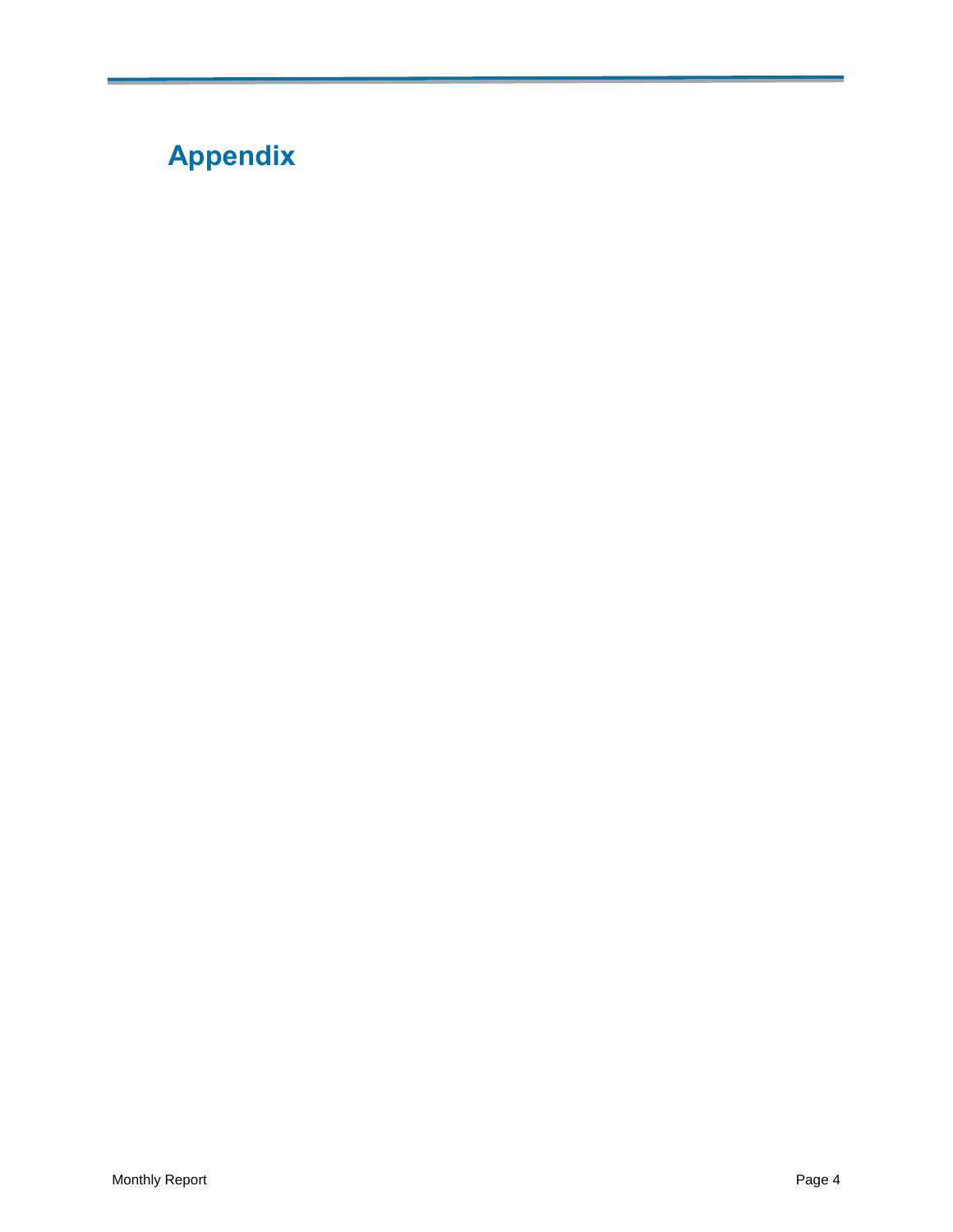# Appendix